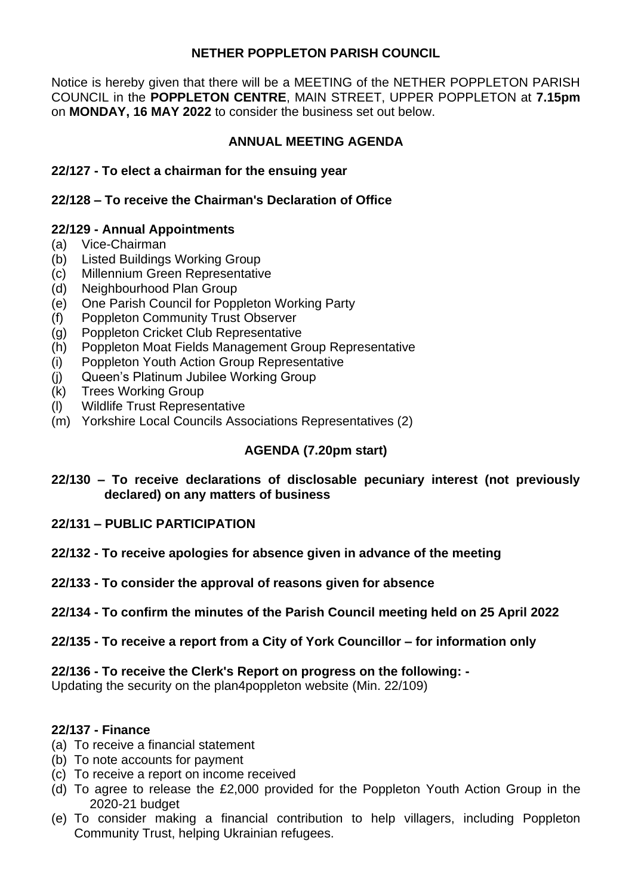# NETHER POPPLETON PARISH COUNCIL

Notice is hereby given that there will be a MEETING of the NETHER POPPLETON PARISH COUNCIL in the **POPPLETON CENTRE**, MAIN STREET, UPPER POPPLETON at **7.15pm** on **MONDAY, 16 MAY 2022** to consider the business set out below.

## ANNUAL MEETING AGENDA

**22/127 - To elect a chairman for the ensuing year**

**22/128 – To receive the Chairman's Declaration of Office**

**22/129 - Annual Appointments**

- (a) Vice-Chairman
- (b) Listed Buildings Working Group
- (c) Millennium Green Representative
- (d) Neighbourhood Plan Group
- (e) One Parish Council for Poppleton Working Party
- (f) Poppleton Community Trust Observer
- (g) Poppleton Cricket Club Representative
- (h) Poppleton Moat Fields Management Group Representative
- (i) Poppleton Youth Action Group Representative
- (j) Queen's Platinum Jubilee Working Group
- (k) Trees Working Group
- (l) Wildlife Trust Representative
- (m) Yorkshire Local Councils Associations Representatives (2)

## AGENDA (7.20pm start)

**22/130 – To receive declarations of disclosable pecuniary interest (not previously declared) on any matters of business**

**22/131 – PUBLIC PARTICIPATION**

**22/132 - To receive apologies for absence given in advance of the meeting**

**22/133 - To consider the approval of reasons given for absence**

**22/134 - To confirm the minutes of the Parish Council meeting held on 25 April 2022**

**22/135 - To receive a report from a City of York Councillor – for information only**

**22/136 - To receive the Clerk's Report on progress on the following: -**
Updating the security on the plan4poppleton website (Min. 22/109)

**22/137 - Finance**

- (a) To receive a financial statement
- (b) To note accounts for payment
- (c) To receive a report on income received
- (d) To agree to release the £2,000 provided for the Poppleton Youth Action Group in the 2020-21 budget
- (e) To consider making a financial contribution to help villagers, including Poppleton Community Trust, helping Ukrainian refugees.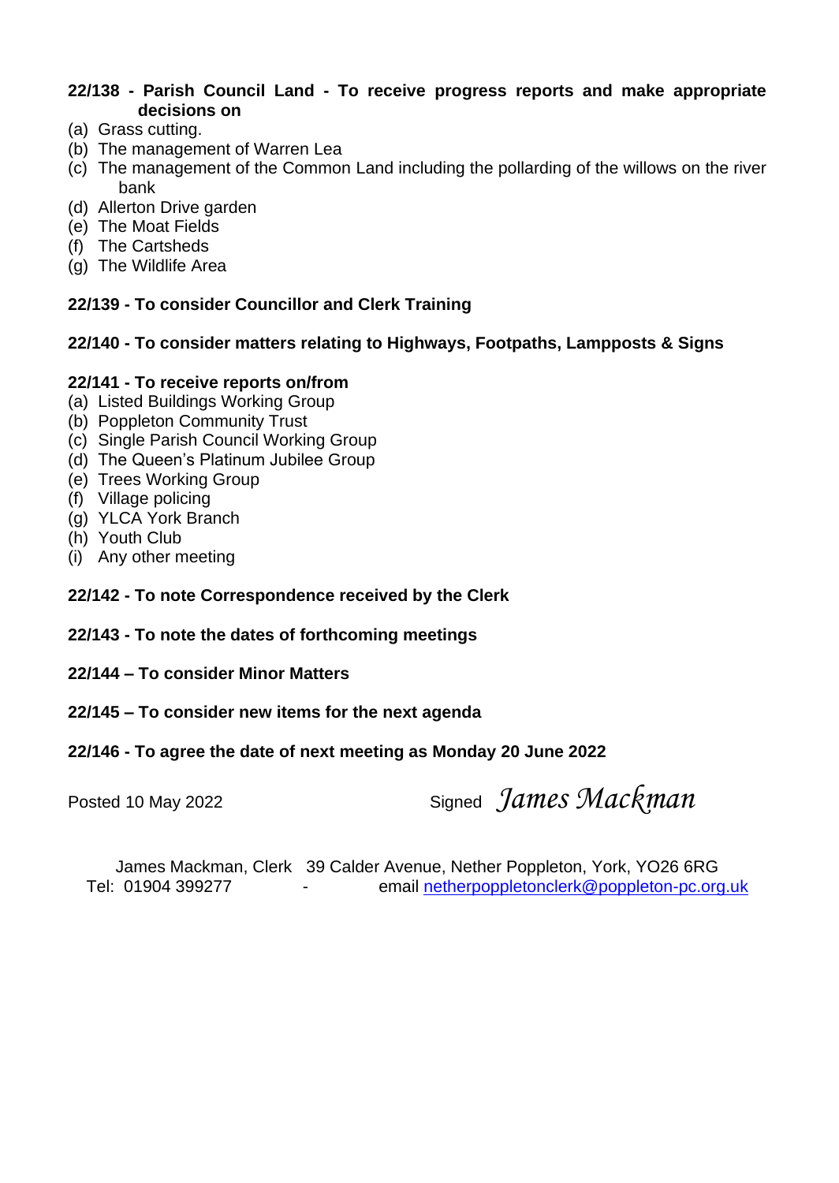**22/138 - Parish Council Land - To receive progress reports and make appropriate decisions on**

(a) Grass cutting.
(b) The management of Warren Lea
(c) The management of the Common Land including the pollarding of the willows on the river bank
(d) Allerton Drive garden
(e) The Moat Fields
(f) The Cartsheds
(g) The Wildlife Area

**22/139 - To consider Councillor and Clerk Training**

**22/140 - To consider matters relating to Highways, Footpaths, Lampposts & Signs**

**22/141 - To receive reports on/from**

(a) Listed Buildings Working Group
(b) Poppleton Community Trust
(c) Single Parish Council Working Group
(d) The Queen's Platinum Jubilee Group
(e) Trees Working Group
(f) Village policing
(g) YLCA York Branch
(h) Youth Club
(i) Any other meeting

**22/142 - To note Correspondence received by the Clerk**

**22/143 - To note the dates of forthcoming meetings**

**22/144 – To consider Minor Matters**

**22/145 – To consider new items for the next agenda**

**22/146 - To agree the date of next meeting as Monday 20 June 2022**

Posted 10 May 2022

Signed *James Mackman*

James Mackman, Clerk 39 Calder Avenue, Nether Poppleton, York, YO26 6RG
Tel: 01904 399277 - email netherpoppletonclerk@poppleton-pc.org.uk